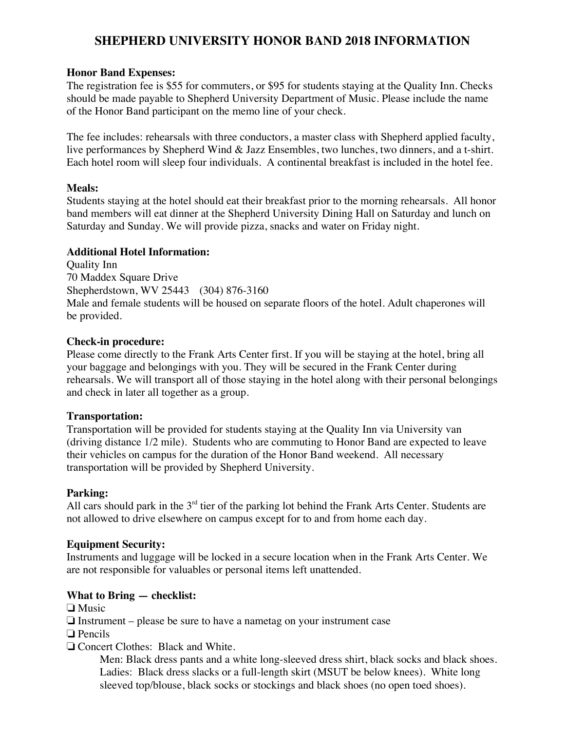# SHEPHERD UNIVERSITY HONOR BAND 2018 INFORMATION

**Honor Band Expenses:**
The registration fee is $55 for commuters, or $95 for students staying at the Quality Inn. Checks should be made payable to Shepherd University Department of Music. Please include the name of the Honor Band participant on the memo line of your check.

The fee includes: rehearsals with three conductors, a master class with Shepherd applied faculty, live performances by Shepherd Wind & Jazz Ensembles, two lunches, two dinners, and a t-shirt. Each hotel room will sleep four individuals. A continental breakfast is included in the hotel fee.

**Meals:**
Students staying at the hotel should eat their breakfast prior to the morning rehearsals. All honor band members will eat dinner at the Shepherd University Dining Hall on Saturday and lunch on Saturday and Sunday. We will provide pizza, snacks and water on Friday night.

**Additional Hotel Information:**
Quality Inn
70 Maddex Square Drive
Shepherdstown, WV 25443 (304) 876-3160
Male and female students will be housed on separate floors of the hotel. Adult chaperones will be provided.

**Check-in procedure:**
Please come directly to the Frank Arts Center first. If you will be staying at the hotel, bring all your baggage and belongings with you. They will be secured in the Frank Center during rehearsals. We will transport all of those staying in the hotel along with their personal belongings and check in later all together as a group.

**Transportation:**
Transportation will be provided for students staying at the Quality Inn via University van (driving distance 1/2 mile). Students who are commuting to Honor Band are expected to leave their vehicles on campus for the duration of the Honor Band weekend. All necessary transportation will be provided by Shepherd University.

**Parking:**
All cars should park in the 3rd tier of the parking lot behind the Frank Arts Center. Students are not allowed to drive elsewhere on campus except for to and from home each day.

**Equipment Security:**
Instruments and luggage will be locked in a secure location when in the Frank Arts Center. We are not responsible for valuables or personal items left unattended.

**What to Bring — checklist:**

- ❑ Music
- ❑ Instrument – please be sure to have a nametag on your instrument case
- ❑ Pencils
- ❑ Concert Clothes: Black and White.
  - Men: Black dress pants and a white long-sleeved dress shirt, black socks and black shoes.
  - Ladies: Black dress slacks or a full-length skirt (MSUT be below knees). White long sleeved top/blouse, black socks or stockings and black shoes (no open toed shoes).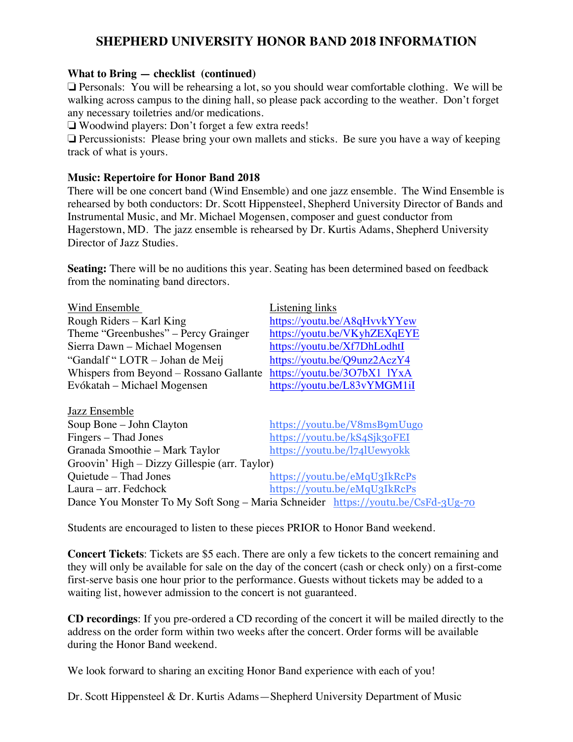# SHEPHERD UNIVERSITY HONOR BAND 2018 INFORMATION

**What to Bring — checklist (continued)**

❏ Personals: You will be rehearsing a lot, so you should wear comfortable clothing. We will be walking across campus to the dining hall, so please pack according to the weather. Don't forget any necessary toiletries and/or medications.

❏ Woodwind players: Don't forget a few extra reeds!

❏ Percussionists: Please bring your own mallets and sticks. Be sure you have a way of keeping track of what is yours.

**Music: Repertoire for Honor Band 2018**

There will be one concert band (Wind Ensemble) and one jazz ensemble. The Wind Ensemble is rehearsed by both conductors: Dr. Scott Hippensteel, Shepherd University Director of Bands and Instrumental Music, and Mr. Michael Mogensen, composer and guest conductor from Hagerstown, MD. The jazz ensemble is rehearsed by Dr. Kurtis Adams, Shepherd University Director of Jazz Studies.

**Seating:** There will be no auditions this year. Seating has been determined based on feedback from the nominating band directors.

| Wind Ensemble | Listening links |
|---|---|
| Rough Riders – Karl King | https://youtu.be/A8qHvvkYYew |
| Theme "Greenbushes" – Percy Grainger | https://youtu.be/VKyhZEXqEYE |
| Sierra Dawn – Michael Mogensen | https://youtu.be/Xf7DhLodhtI |
| "Gandalf " LOTR – Johan de Meij | https://youtu.be/Q9unz2AczY4 |
| Whispers from Beyond – Rossano Gallante | https://youtu.be/3O7bX1_lYxA |
| Evókatah – Michael Mogensen | https://youtu.be/L83vYMGM1iI |

| Jazz Ensemble | |
|---|---|
| Soup Bone – John Clayton | https://youtu.be/V8msB9mUugo |
| Fingers – Thad Jones | https://youtu.be/kS4Sjk3oFEI |
| Granada Smoothie – Mark Taylor | https://youtu.be/l74lUewy0kk |
| Groovin' High – Dizzy Gillespie (arr. Taylor) | |
| Quietude – Thad Jones | https://youtu.be/eMqU3IkRcPs |
| Laura – arr. Fedchock | https://youtu.be/eMqU3IkRcPs |
| Dance You Monster To My Soft Song – Maria Schneider | https://youtu.be/CsFd-3Ug-70 |

Students are encouraged to listen to these pieces PRIOR to Honor Band weekend.

**Concert Tickets**: Tickets are $5 each. There are only a few tickets to the concert remaining and they will only be available for sale on the day of the concert (cash or check only) on a first-come first-serve basis one hour prior to the performance. Guests without tickets may be added to a waiting list, however admission to the concert is not guaranteed.

**CD recordings**: If you pre-ordered a CD recording of the concert it will be mailed directly to the address on the order form within two weeks after the concert. Order forms will be available during the Honor Band weekend.

We look forward to sharing an exciting Honor Band experience with each of you!

Dr. Scott Hippensteel & Dr. Kurtis Adams—Shepherd University Department of Music